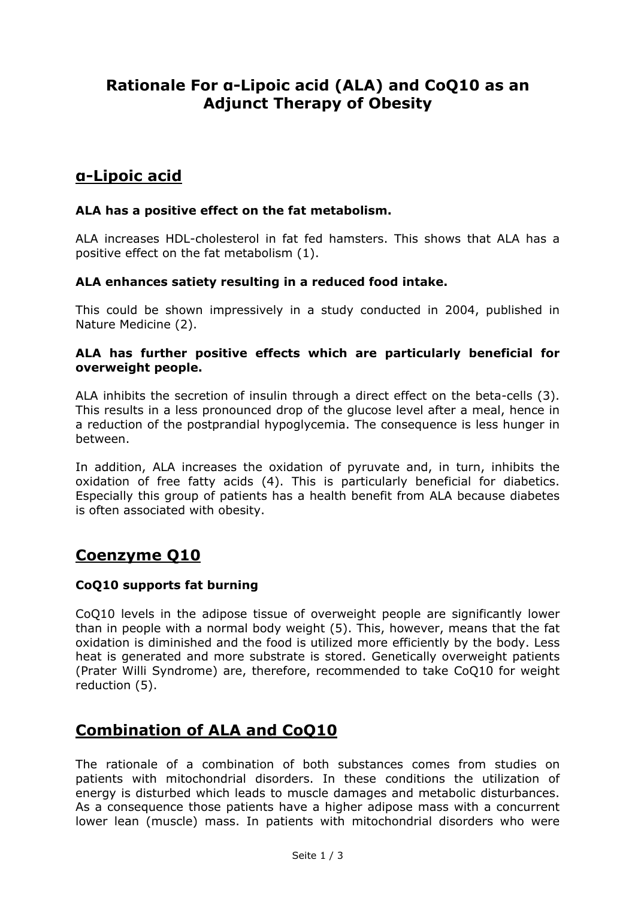# Rationale For α-Lipoic acid (ALA) and CoQ10 as an Adjunct Therapy of Obesity

## α-Lipoic acid

**ALA has a positive effect on the fat metabolism.**

ALA increases HDL-cholesterol in fat fed hamsters. This shows that ALA has a positive effect on the fat metabolism (1).

**ALA enhances satiety resulting in a reduced food intake.**

This could be shown impressively in a study conducted in 2004, published in Nature Medicine (2).

**ALA has further positive effects which are particularly beneficial for overweight people.**

ALA inhibits the secretion of insulin through a direct effect on the beta-cells (3). This results in a less pronounced drop of the glucose level after a meal, hence in a reduction of the postprandial hypoglycemia. The consequence is less hunger in between.

In addition, ALA increases the oxidation of pyruvate and, in turn, inhibits the oxidation of free fatty acids (4). This is particularly beneficial for diabetics. Especially this group of patients has a health benefit from ALA because diabetes is often associated with obesity.

## Coenzyme Q10

**CoQ10 supports fat burning**

CoQ10 levels in the adipose tissue of overweight people are significantly lower than in people with a normal body weight (5). This, however, means that the fat oxidation is diminished and the food is utilized more efficiently by the body. Less heat is generated and more substrate is stored. Genetically overweight patients (Prater Willi Syndrome) are, therefore, recommended to take CoQ10 for weight reduction (5).

## Combination of ALA and CoQ10

The rationale of a combination of both substances comes from studies on patients with mitochondrial disorders. In these conditions the utilization of energy is disturbed which leads to muscle damages and metabolic disturbances. As a consequence those patients have a higher adipose mass with a concurrent lower lean (muscle) mass. In patients with mitochondrial disorders who were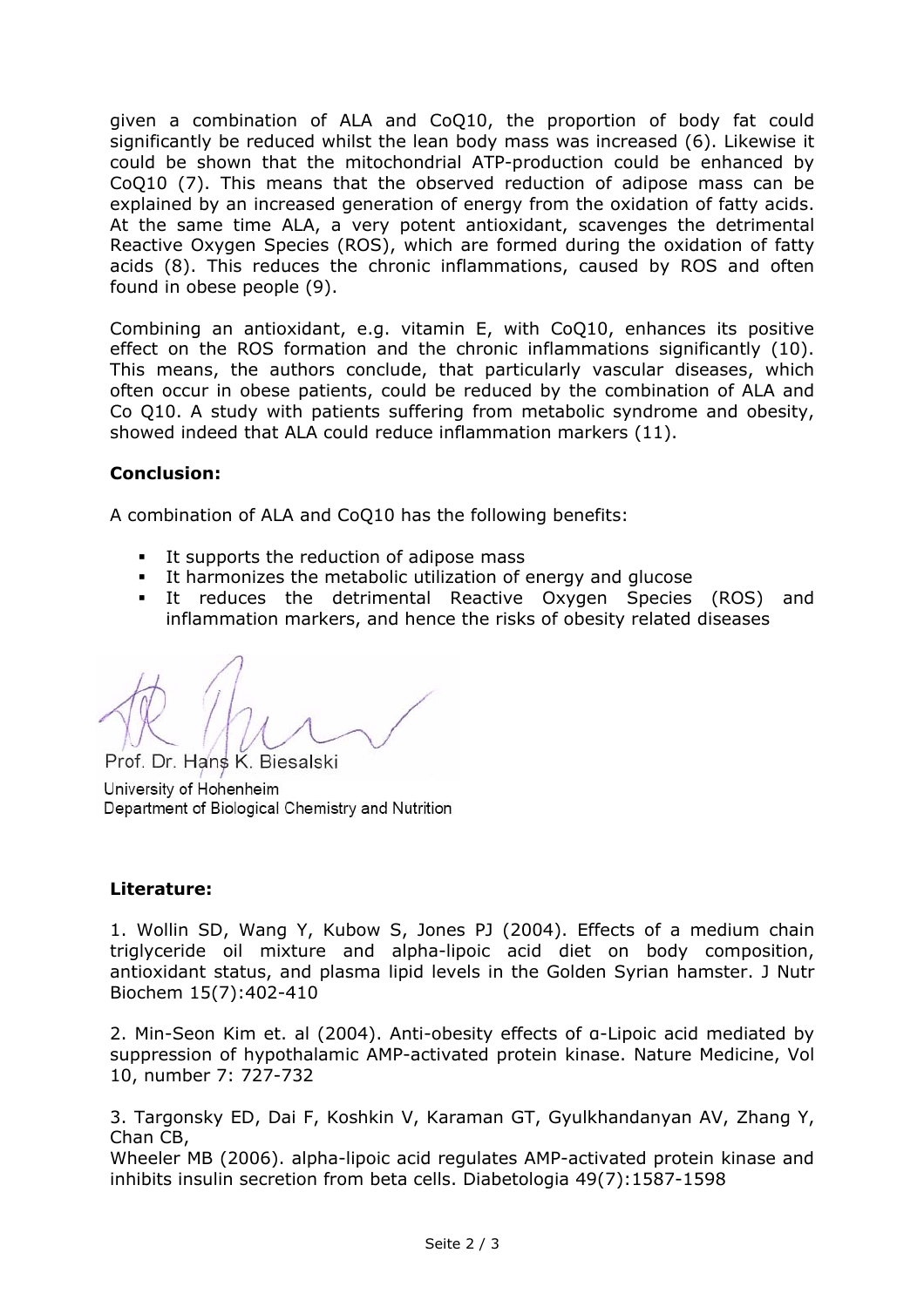given a combination of ALA and CoQ10, the proportion of body fat could significantly be reduced whilst the lean body mass was increased (6). Likewise it could be shown that the mitochondrial ATP-production could be enhanced by CoQ10 (7). This means that the observed reduction of adipose mass can be explained by an increased generation of energy from the oxidation of fatty acids. At the same time ALA, a very potent antioxidant, scavenges the detrimental Reactive Oxygen Species (ROS), which are formed during the oxidation of fatty acids (8). This reduces the chronic inflammations, caused by ROS and often found in obese people (9).

Combining an antioxidant, e.g. vitamin E, with CoQ10, enhances its positive effect on the ROS formation and the chronic inflammations significantly (10). This means, the authors conclude, that particularly vascular diseases, which often occur in obese patients, could be reduced by the combination of ALA and Co Q10. A study with patients suffering from metabolic syndrome and obesity, showed indeed that ALA could reduce inflammation markers (11).

**Conclusion:**

A combination of ALA and CoQ10 has the following benefits:

- It supports the reduction of adipose mass
- It harmonizes the metabolic utilization of energy and glucose
- It reduces the detrimental Reactive Oxygen Species (ROS) and inflammation markers, and hence the risks of obesity related diseases

Prof. Dr. Hans K. Biesalski
University of Hohenheim
Department of Biological Chemistry and Nutrition

**Literature:**

1. Wollin SD, Wang Y, Kubow S, Jones PJ (2004). Effects of a medium chain triglyceride oil mixture and alpha-lipoic acid diet on body composition, antioxidant status, and plasma lipid levels in the Golden Syrian hamster. J Nutr Biochem 15(7):402-410

2. Min-Seon Kim et. al (2004). Anti-obesity effects of α-Lipoic acid mediated by suppression of hypothalamic AMP-activated protein kinase. Nature Medicine, Vol 10, number 7: 727-732

3. Targonsky ED, Dai F, Koshkin V, Karaman GT, Gyulkhandanyan AV, Zhang Y, Chan CB,
Wheeler MB (2006). alpha-lipoic acid regulates AMP-activated protein kinase and inhibits insulin secretion from beta cells. Diabetologia 49(7):1587-1598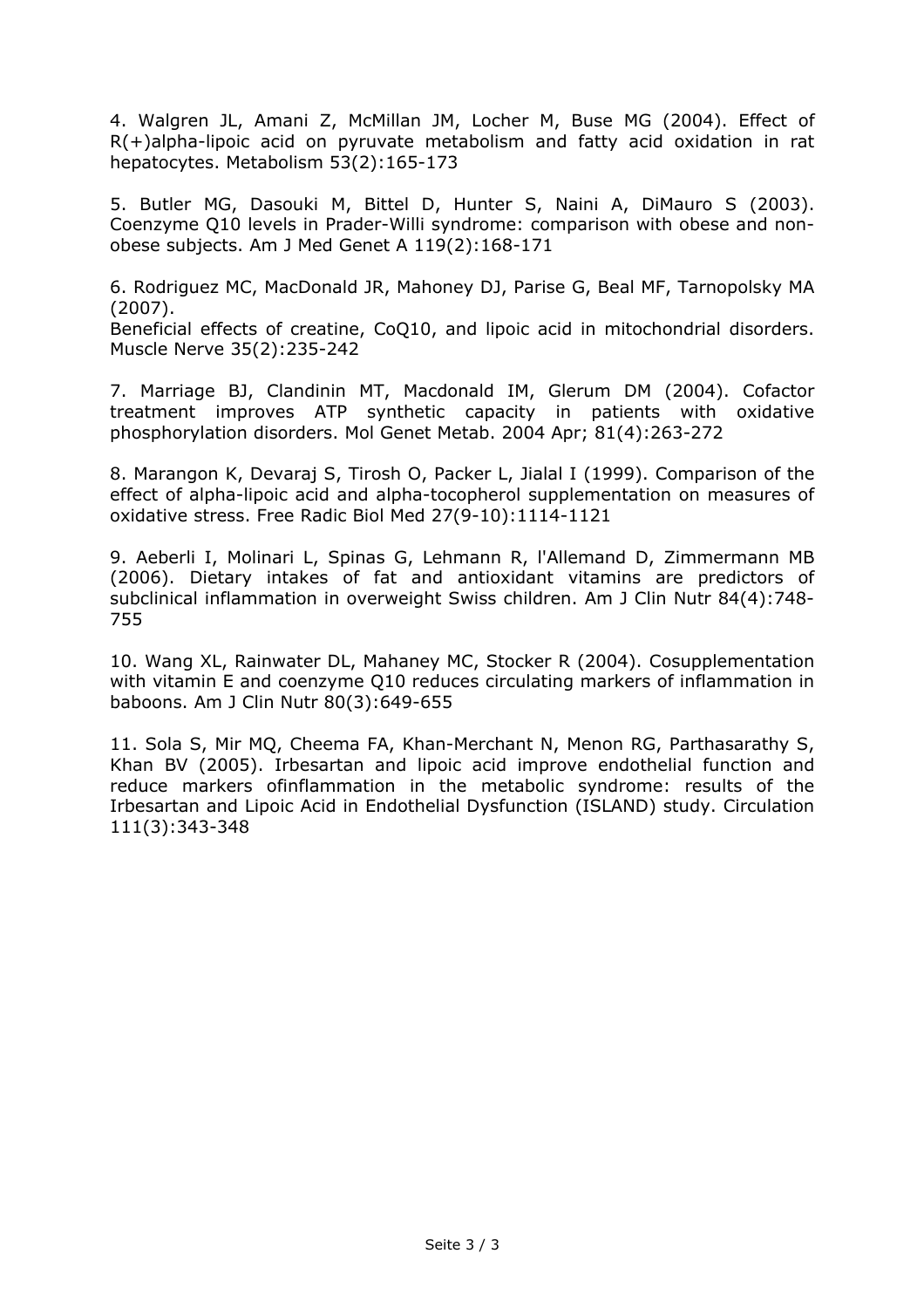4. Walgren JL, Amani Z, McMillan JM, Locher M, Buse MG (2004). Effect of R(+)alpha-lipoic acid on pyruvate metabolism and fatty acid oxidation in rat hepatocytes. Metabolism 53(2):165-173

5. Butler MG, Dasouki M, Bittel D, Hunter S, Naini A, DiMauro S (2003). Coenzyme Q10 levels in Prader-Willi syndrome: comparison with obese and non-obese subjects. Am J Med Genet A 119(2):168-171

6. Rodriguez MC, MacDonald JR, Mahoney DJ, Parise G, Beal MF, Tarnopolsky MA (2007).
Beneficial effects of creatine, CoQ10, and lipoic acid in mitochondrial disorders. Muscle Nerve 35(2):235-242

7. Marriage BJ, Clandinin MT, Macdonald IM, Glerum DM (2004). Cofactor treatment improves ATP synthetic capacity in patients with oxidative phosphorylation disorders. Mol Genet Metab. 2004 Apr; 81(4):263-272

8. Marangon K, Devaraj S, Tirosh O, Packer L, Jialal I (1999). Comparison of the effect of alpha-lipoic acid and alpha-tocopherol supplementation on measures of oxidative stress. Free Radic Biol Med 27(9-10):1114-1121

9. Aeberli I, Molinari L, Spinas G, Lehmann R, l'Allemand D, Zimmermann MB (2006). Dietary intakes of fat and antioxidant vitamins are predictors of subclinical inflammation in overweight Swiss children. Am J Clin Nutr 84(4):748-755

10. Wang XL, Rainwater DL, Mahaney MC, Stocker R (2004). Cosupplementation with vitamin E and coenzyme Q10 reduces circulating markers of inflammation in baboons. Am J Clin Nutr 80(3):649-655

11. Sola S, Mir MQ, Cheema FA, Khan-Merchant N, Menon RG, Parthasarathy S, Khan BV (2005). Irbesartan and lipoic acid improve endothelial function and reduce markers ofinflammation in the metabolic syndrome: results of the Irbesartan and Lipoic Acid in Endothelial Dysfunction (ISLAND) study. Circulation 111(3):343-348